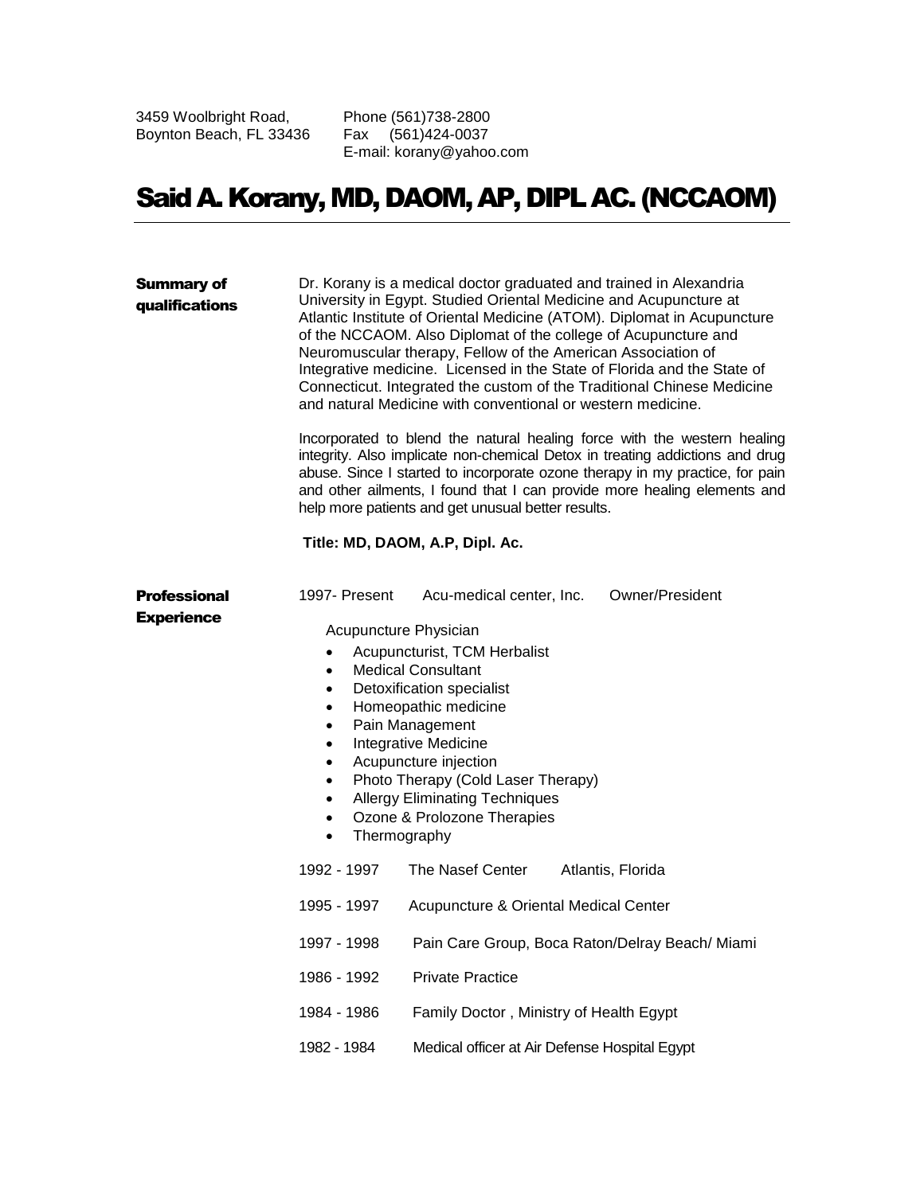3459 Woolbright Road,
Boynton Beach, FL 33436

Phone (561)738-2800
Fax (561)424-0037
E-mail: korany@yahoo.com

# Said A. Korany, MD, DAOM, AP, DIPL AC. (NCCAOM)

## Summary of qualifications

Dr. Korany is a medical doctor graduated and trained in Alexandria University in Egypt. Studied Oriental Medicine and Acupuncture at Atlantic Institute of Oriental Medicine (ATOM). Diplomat in Acupuncture of the NCCAOM. Also Diplomat of the college of Acupuncture and Neuromuscular therapy, Fellow of the American Association of Integrative medicine. Licensed in the State of Florida and the State of Connecticut. Integrated the custom of the Traditional Chinese Medicine and natural Medicine with conventional or western medicine.

Incorporated to blend the natural healing force with the western healing integrity. Also implicate non-chemical Detox in treating addictions and drug abuse. Since I started to incorporate ozone therapy in my practice, for pain and other ailments, I found that I can provide more healing elements and help more patients and get unusual better results.

**Title: MD, DAOM, A.P, Dipl. Ac.**

## Professional Experience

1997- Present    Acu-medical center, Inc.    Owner/President

Acupuncture Physician

- Acupuncturist, TCM Herbalist
- Medical Consultant
- Detoxification specialist
- Homeopathic medicine
- Pain Management
- Integrative Medicine
- Acupuncture injection
- Photo Therapy (Cold Laser Therapy)
- Allergy Eliminating Techniques
- Ozone & Prolozone Therapies
- Thermography

1992 - 1997    The Nasef Center    Atlantis, Florida

1995 - 1997    Acupuncture & Oriental Medical Center

1997 - 1998    Pain Care Group, Boca Raton/Delray Beach/ Miami

1986 - 1992    Private Practice

1984 - 1986    Family Doctor , Ministry of Health Egypt

1982 - 1984    Medical officer at Air Defense Hospital Egypt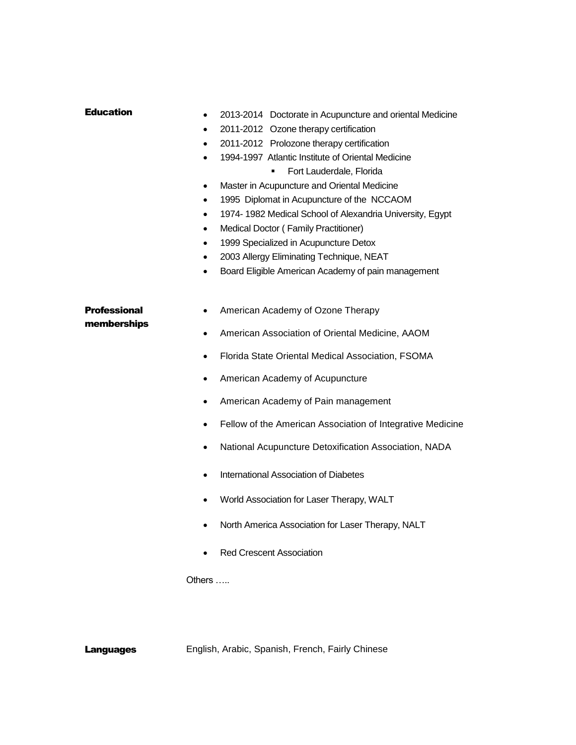## Education

- 2013-2014 Doctorate in Acupuncture and oriental Medicine
- 2011-2012 Ozone therapy certification
- 2011-2012 Prolozone therapy certification
- 1994-1997 Atlantic Institute of Oriental Medicine
  - Fort Lauderdale, Florida
- Master in Acupuncture and Oriental Medicine
- 1995 Diplomat in Acupuncture of the NCCAOM
- 1974- 1982 Medical School of Alexandria University, Egypt
- Medical Doctor ( Family Practitioner)
- 1999 Specialized in Acupuncture Detox
- 2003 Allergy Eliminating Technique, NEAT
- Board Eligible American Academy of pain management

## Professional memberships

- American Academy of Ozone Therapy
- American Association of Oriental Medicine, AAOM
- Florida State Oriental Medical Association, FSOMA
- American Academy of Acupuncture
- American Academy of Pain management
- Fellow of the American Association of Integrative Medicine
- National Acupuncture Detoxification Association, NADA
- International Association of Diabetes
- World Association for Laser Therapy, WALT
- North America Association for Laser Therapy, NALT
- Red Crescent Association

Others …..

## Languages

English, Arabic, Spanish, French, Fairly Chinese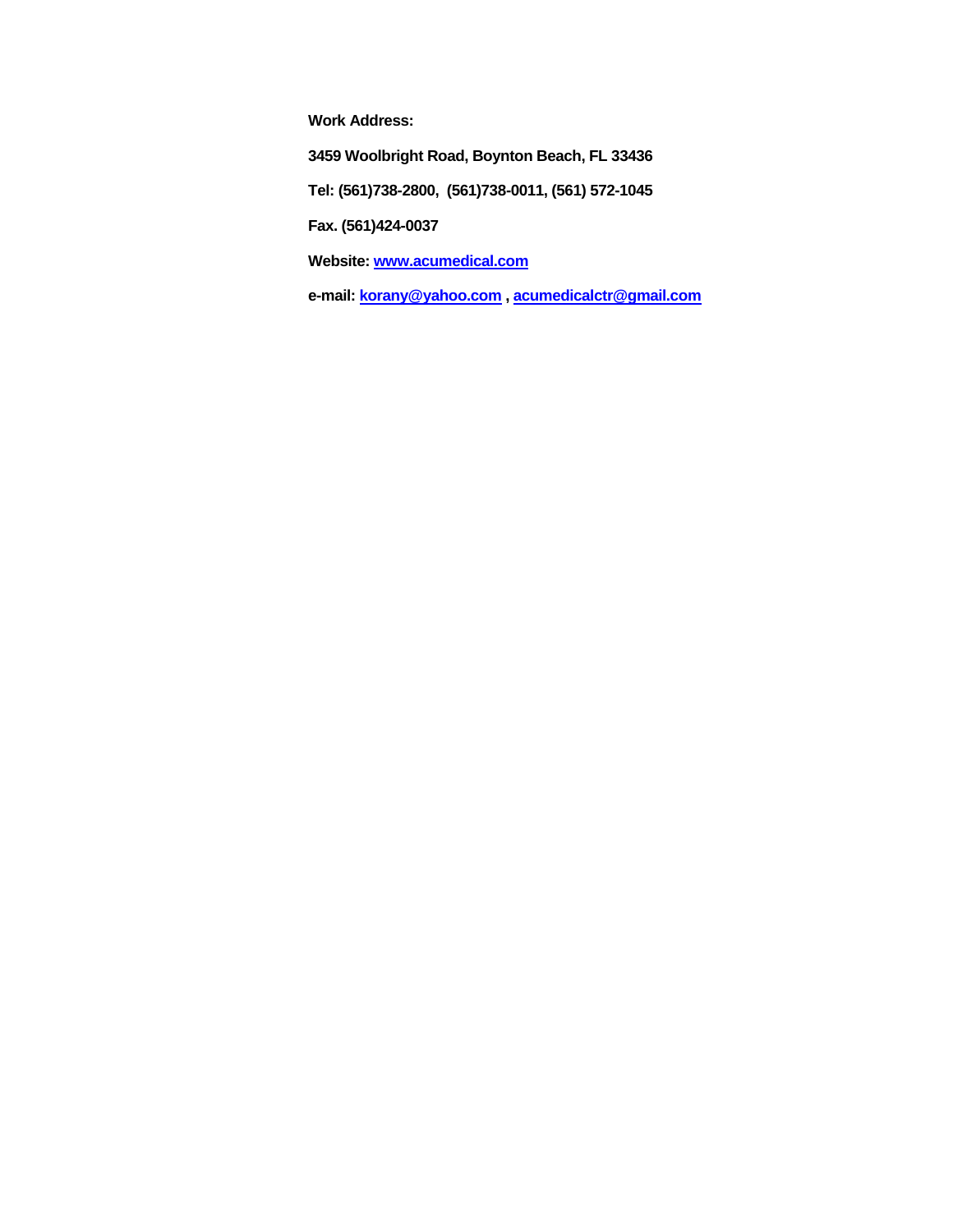**Work Address:**

**3459 Woolbright Road, Boynton Beach, FL 33436**

**Tel: (561)738-2800, (561)738-0011, (561) 572-1045**

**Fax. (561)424-0037**

**Website: www.acumedical.com**

**e-mail: korany@yahoo.com , acumedicalctr@gmail.com**